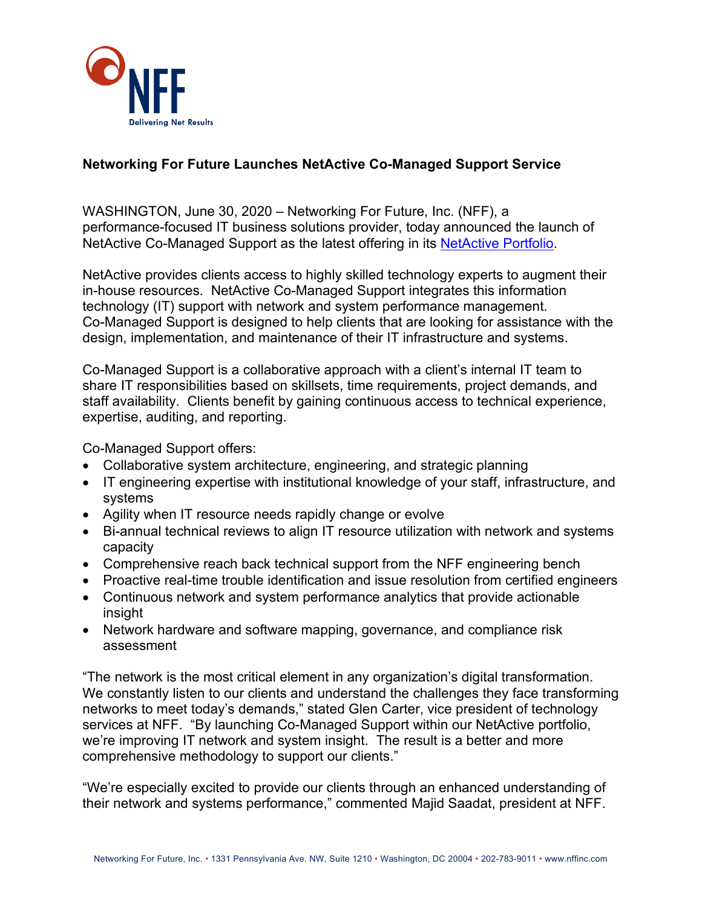**Networking For Future Launches NetActive Co-Managed Support Service**

WASHINGTON, June 30, 2020 – Networking For Future, Inc. (NFF), a performance-focused IT business solutions provider, today announced the launch of NetActive Co-Managed Support as the latest offering in its NetActive Portfolio.

NetActive provides clients access to highly skilled technology experts to augment their in-house resources. NetActive Co-Managed Support integrates this information technology (IT) support with network and system performance management. Co-Managed Support is designed to help clients that are looking for assistance with the design, implementation, and maintenance of their IT infrastructure and systems.

Co-Managed Support is a collaborative approach with a client's internal IT team to share IT responsibilities based on skillsets, time requirements, project demands, and staff availability. Clients benefit by gaining continuous access to technical experience, expertise, auditing, and reporting.

Co-Managed Support offers:

- Collaborative system architecture, engineering, and strategic planning
- IT engineering expertise with institutional knowledge of your staff, infrastructure, and systems
- Agility when IT resource needs rapidly change or evolve
- Bi-annual technical reviews to align IT resource utilization with network and systems capacity
- Comprehensive reach back technical support from the NFF engineering bench
- Proactive real-time trouble identification and issue resolution from certified engineers
- Continuous network and system performance analytics that provide actionable insight
- Network hardware and software mapping, governance, and compliance risk assessment

"The network is the most critical element in any organization's digital transformation. We constantly listen to our clients and understand the challenges they face transforming networks to meet today's demands," stated Glen Carter, vice president of technology services at NFF. "By launching Co-Managed Support within our NetActive portfolio, we're improving IT network and system insight. The result is a better and more comprehensive methodology to support our clients."

"We're especially excited to provide our clients through an enhanced understanding of their network and systems performance," commented Majid Saadat, president at NFF.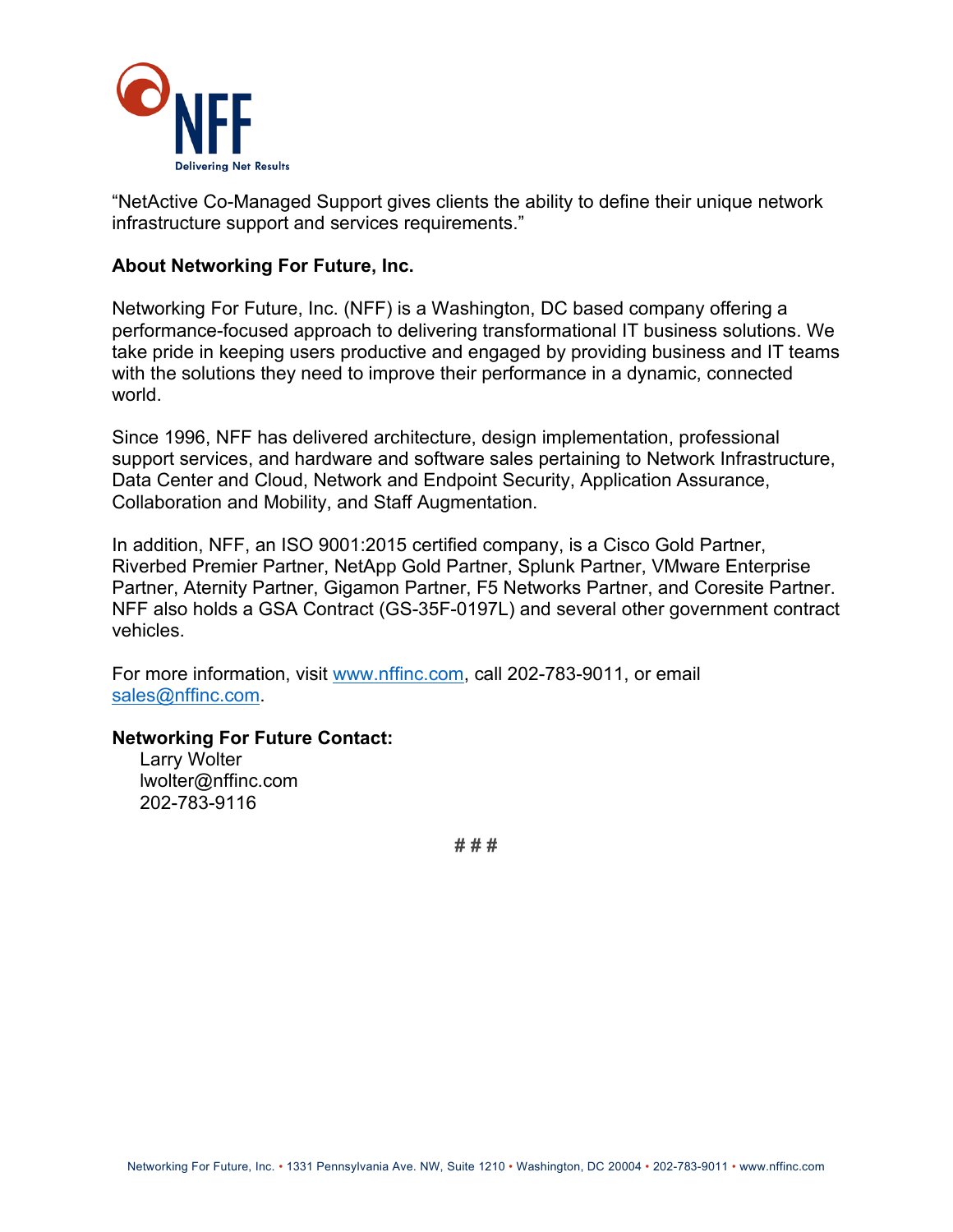"NetActive Co-Managed Support gives clients the ability to define their unique network infrastructure support and services requirements."

**About Networking For Future, Inc.**

Networking For Future, Inc. (NFF) is a Washington, DC based company offering a performance-focused approach to delivering transformational IT business solutions. We take pride in keeping users productive and engaged by providing business and IT teams with the solutions they need to improve their performance in a dynamic, connected world.

Since 1996, NFF has delivered architecture, design implementation, professional support services, and hardware and software sales pertaining to Network Infrastructure, Data Center and Cloud, Network and Endpoint Security, Application Assurance, Collaboration and Mobility, and Staff Augmentation.

In addition, NFF, an ISO 9001:2015 certified company, is a Cisco Gold Partner, Riverbed Premier Partner, NetApp Gold Partner, Splunk Partner, VMware Enterprise Partner, Aternity Partner, Gigamon Partner, F5 Networks Partner, and Coresite Partner. NFF also holds a GSA Contract (GS-35F-0197L) and several other government contract vehicles.

For more information, visit www.nffinc.com, call 202-783-9011, or email sales@nffinc.com.

**Networking For Future Contact:**

Larry Wolter
lwolter@nffinc.com
202-783-9116

# # #

Networking For Future, Inc. • 1331 Pennsylvania Ave. NW, Suite 1210 • Washington, DC 20004 • 202-783-9011 • www.nffinc.com